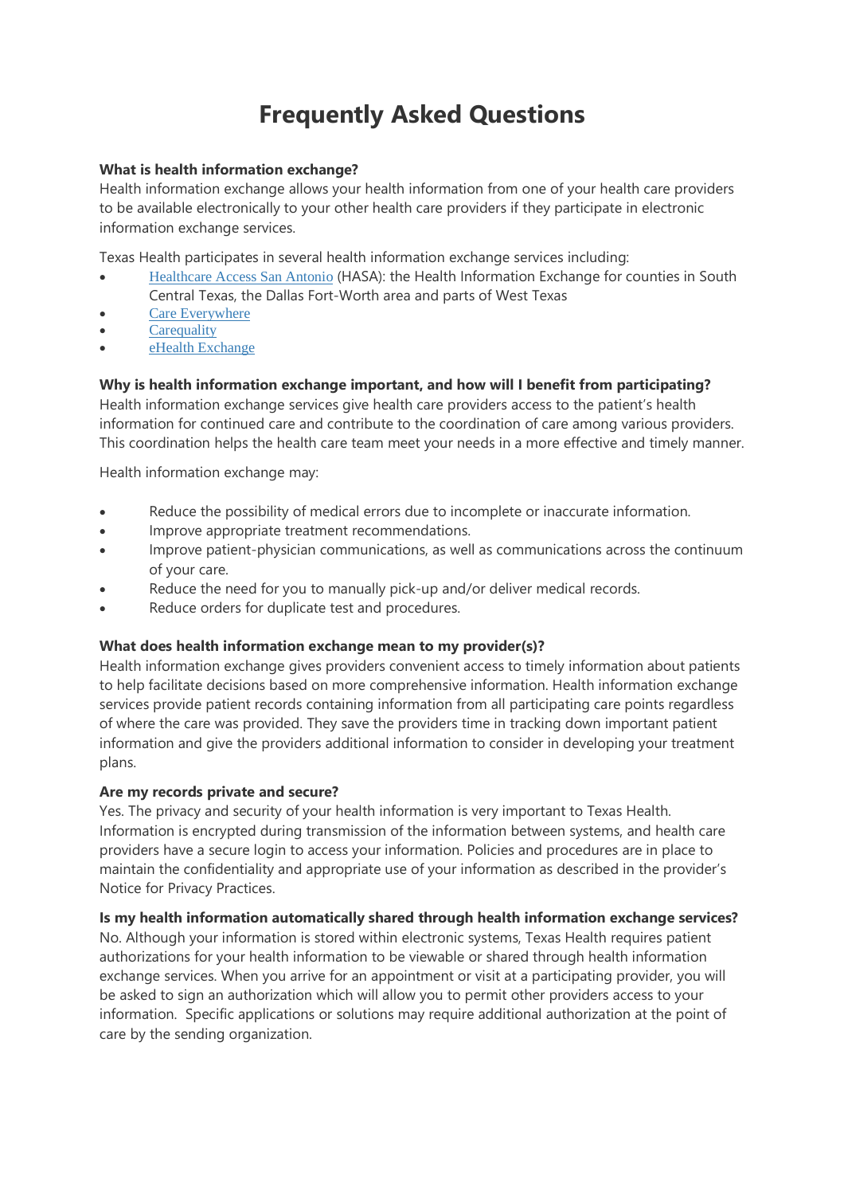# Frequently Asked Questions

**What is health information exchange?**

Health information exchange allows your health information from one of your health care providers to be available electronically to your other health care providers if they participate in electronic information exchange services.

Texas Health participates in several health information exchange services including:

- Healthcare Access San Antonio (HASA): the Health Information Exchange for counties in South Central Texas, the Dallas Fort-Worth area and parts of West Texas
- Care Everywhere
- Carequality
- eHealth Exchange

**Why is health information exchange important, and how will I benefit from participating?**

Health information exchange services give health care providers access to the patient's health information for continued care and contribute to the coordination of care among various providers. This coordination helps the health care team meet your needs in a more effective and timely manner.

Health information exchange may:

- Reduce the possibility of medical errors due to incomplete or inaccurate information.
- Improve appropriate treatment recommendations.
- Improve patient-physician communications, as well as communications across the continuum of your care.
- Reduce the need for you to manually pick-up and/or deliver medical records.
- Reduce orders for duplicate test and procedures.

**What does health information exchange mean to my provider(s)?**

Health information exchange gives providers convenient access to timely information about patients to help facilitate decisions based on more comprehensive information. Health information exchange services provide patient records containing information from all participating care points regardless of where the care was provided. They save the providers time in tracking down important patient information and give the providers additional information to consider in developing your treatment plans.

**Are my records private and secure?**

Yes. The privacy and security of your health information is very important to Texas Health. Information is encrypted during transmission of the information between systems, and health care providers have a secure login to access your information. Policies and procedures are in place to maintain the confidentiality and appropriate use of your information as described in the provider's Notice for Privacy Practices.

**Is my health information automatically shared through health information exchange services?**

No. Although your information is stored within electronic systems, Texas Health requires patient authorizations for your health information to be viewable or shared through health information exchange services. When you arrive for an appointment or visit at a participating provider, you will be asked to sign an authorization which will allow you to permit other providers access to your information. Specific applications or solutions may require additional authorization at the point of care by the sending organization.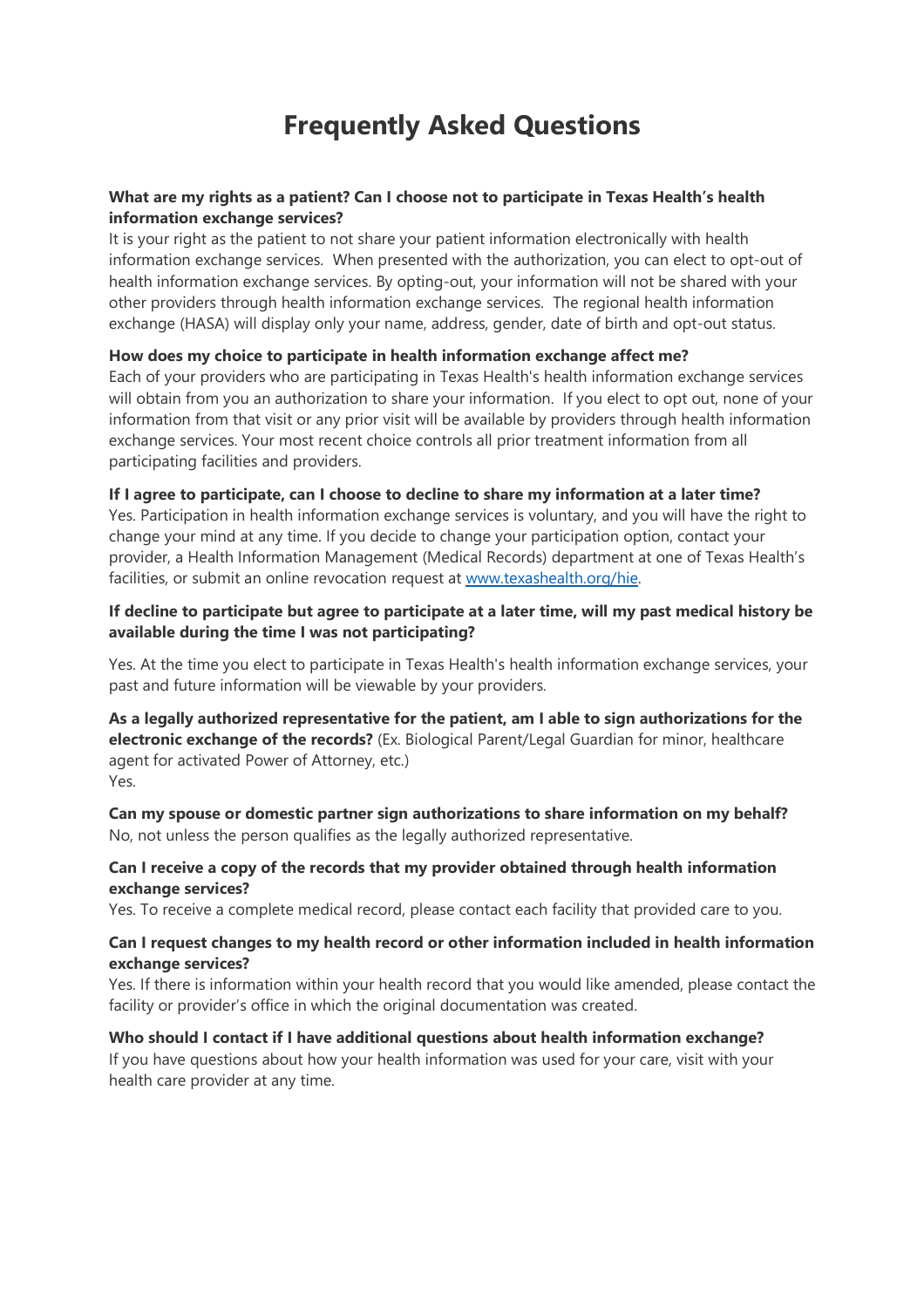# Frequently Asked Questions

**What are my rights as a patient? Can I choose not to participate in Texas Health's health information exchange services?**
It is your right as the patient to not share your patient information electronically with health information exchange services. When presented with the authorization, you can elect to opt-out of health information exchange services. By opting-out, your information will not be shared with your other providers through health information exchange services. The regional health information exchange (HASA) will display only your name, address, gender, date of birth and opt-out status.

**How does my choice to participate in health information exchange affect me?**
Each of your providers who are participating in Texas Health's health information exchange services will obtain from you an authorization to share your information. If you elect to opt out, none of your information from that visit or any prior visit will be available by providers through health information exchange services. Your most recent choice controls all prior treatment information from all participating facilities and providers.

**If I agree to participate, can I choose to decline to share my information at a later time?**
Yes. Participation in health information exchange services is voluntary, and you will have the right to change your mind at any time. If you decide to change your participation option, contact your provider, a Health Information Management (Medical Records) department at one of Texas Health's facilities, or submit an online revocation request at [www.texashealth.org/hie](www.texashealth.org/hie).

**If decline to participate but agree to participate at a later time, will my past medical history be available during the time I was not participating?**

Yes. At the time you elect to participate in Texas Health's health information exchange services, your past and future information will be viewable by your providers.

**As a legally authorized representative for the patient, am I able to sign authorizations for the electronic exchange of the records?** (Ex. Biological Parent/Legal Guardian for minor, healthcare agent for activated Power of Attorney, etc.)
Yes.

**Can my spouse or domestic partner sign authorizations to share information on my behalf?**
No, not unless the person qualifies as the legally authorized representative.

**Can I receive a copy of the records that my provider obtained through health information exchange services?**
Yes. To receive a complete medical record, please contact each facility that provided care to you.

**Can I request changes to my health record or other information included in health information exchange services?**
Yes. If there is information within your health record that you would like amended, please contact the facility or provider's office in which the original documentation was created.

**Who should I contact if I have additional questions about health information exchange?**
If you have questions about how your health information was used for your care, visit with your health care provider at any time.